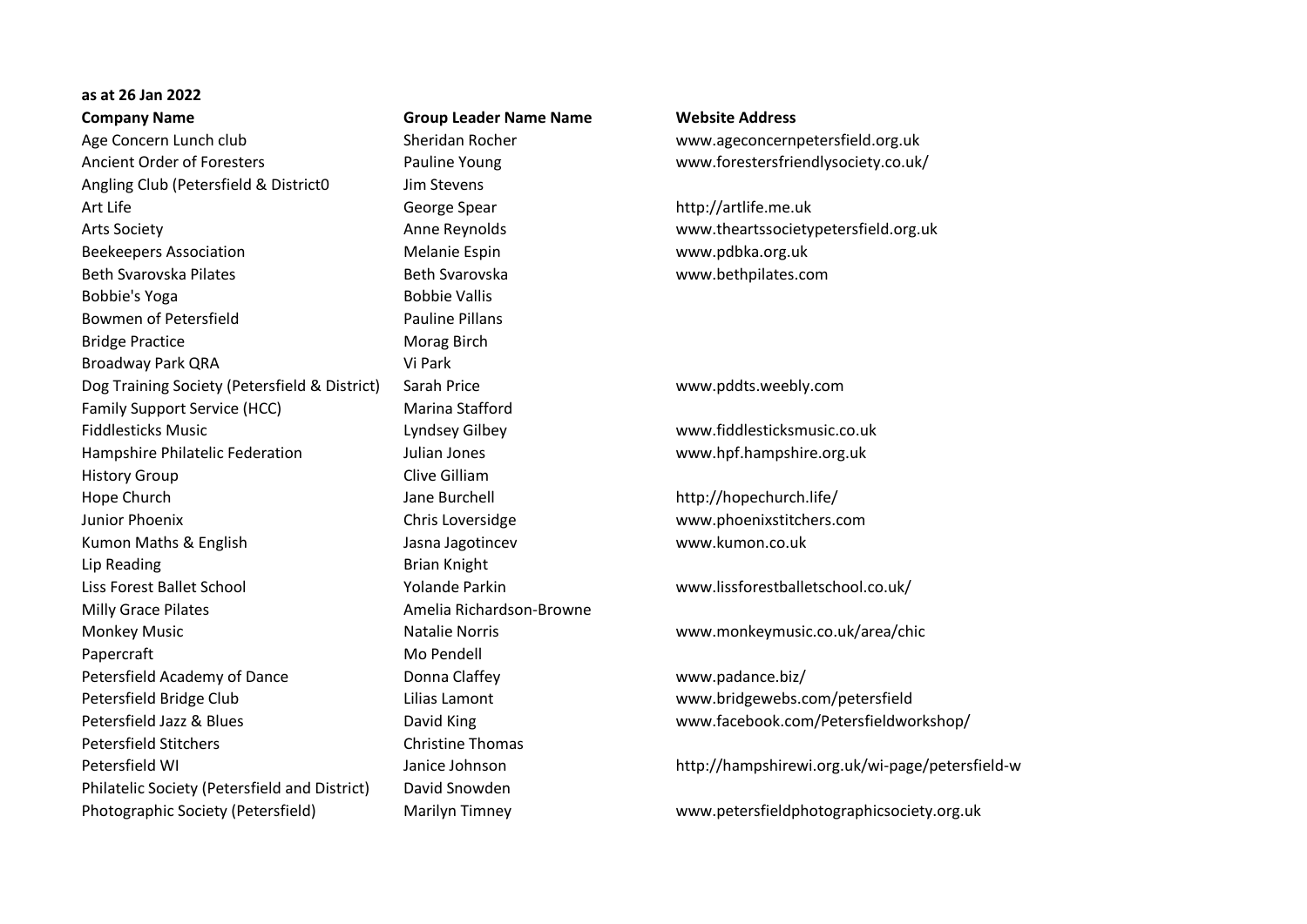**as at 26 Jan 2022**

| Company Name | Group Leader Name Name | Website Address |
|---|---|---|
| Age Concern Lunch club | Sheridan Rocher | www.ageconcernpetersfield.org.uk |
| Ancient Order of Foresters | Pauline Young | www.forestersfriendlysociety.co.uk/ |
| Angling Club (Petersfield & District0 | Jim Stevens | |
| Art Life | George Spear | http://artlife.me.uk |
| Arts Society | Anne Reynolds | www.theartssocietypetersfield.org.uk |
| Beekeepers Association | Melanie Espin | www.pdbka.org.uk |
| Beth Svarovska Pilates | Beth Svarovska | www.bethpilates.com |
| Bobbie's Yoga | Bobbie Vallis | |
| Bowmen of Petersfield | Pauline Pillans | |
| Bridge Practice | Morag Birch | |
| Broadway Park QRA | Vi Park | |
| Dog Training Society (Petersfield & District) | Sarah Price | www.pddts.weebly.com |
| Family Support Service (HCC) | Marina Stafford | |
| Fiddlesticks Music | Lyndsey Gilbey | www.fiddlesticksmusic.co.uk |
| Hampshire Philatelic Federation | Julian Jones | www.hpf.hampshire.org.uk |
| History Group | Clive Gilliam | |
| Hope Church | Jane Burchell | http://hopechurch.life/ |
| Junior Phoenix | Chris Loversidge | www.phoenixstitchers.com |
| Kumon Maths & English | Jasna Jagotincev | www.kumon.co.uk |
| Lip Reading | Brian Knight | |
| Liss Forest Ballet School | Yolande Parkin | www.lissforestballetschool.co.uk/ |
| Milly Grace Pilates | Amelia Richardson-Browne | |
| Monkey Music | Natalie Norris | www.monkeymusic.co.uk/area/chic |
| Papercraft | Mo Pendell | |
| Petersfield Academy of Dance | Donna Claffey | www.padance.biz/ |
| Petersfield Bridge Club | Lilias Lamont | www.bridgewebs.com/petersfield |
| Petersfield Jazz & Blues | David King | www.facebook.com/Petersfieldworkshop/ |
| Petersfield Stitchers | Christine Thomas | |
| Petersfield WI | Janice Johnson | http://hampshirewi.org.uk/wi-page/petersfield-w |
| Philatelic Society (Petersfield and District) | David Snowden | |
| Photographic Society (Petersfield) | Marilyn Timney | www.petersfieldphotographicsociety.org.uk |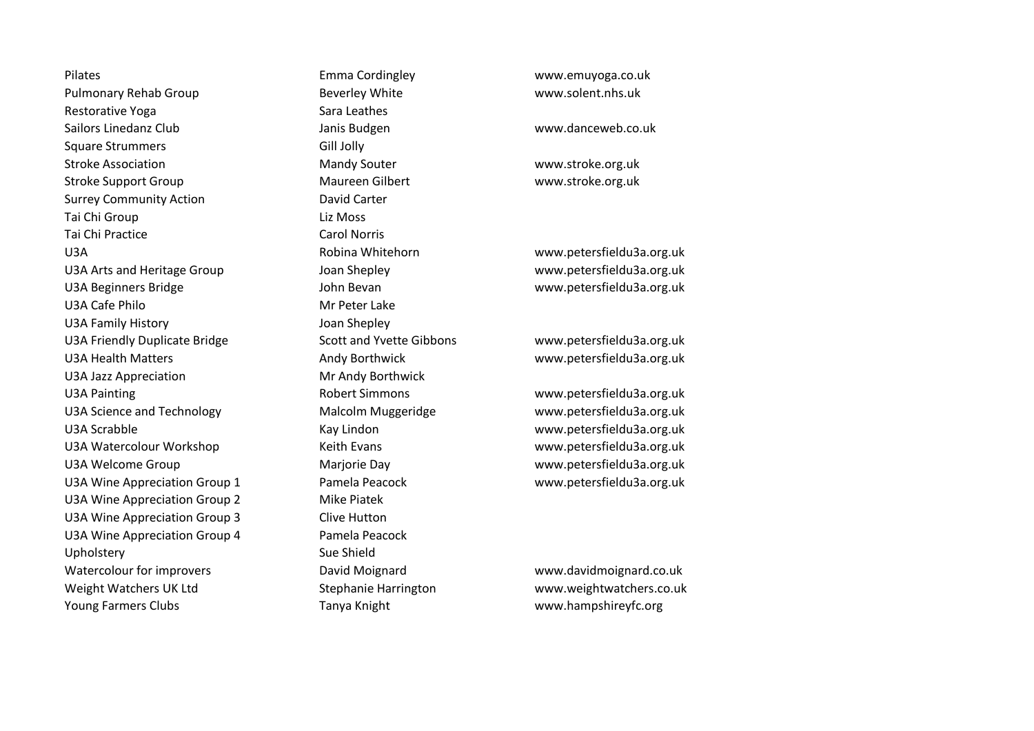| | | |
|---|---|---|
| Pilates | Emma Cordingley | www.emuyoga.co.uk |
| Pulmonary Rehab Group | Beverley White | www.solent.nhs.uk |
| Restorative Yoga | Sara Leathes | |
| Sailors Linedanz Club | Janis Budgen | www.danceweb.co.uk |
| Square Strummers | Gill Jolly | |
| Stroke Association | Mandy Souter | www.stroke.org.uk |
| Stroke Support Group | Maureen Gilbert | www.stroke.org.uk |
| Surrey Community Action | David Carter | |
| Tai Chi Group | Liz Moss | |
| Tai Chi Practice | Carol Norris | |
| U3A | Robina Whitehorn | www.petersfieldu3a.org.uk |
| U3A Arts and Heritage Group | Joan Shepley | www.petersfieldu3a.org.uk |
| U3A Beginners Bridge | John Bevan | www.petersfieldu3a.org.uk |
| U3A Cafe Philo | Mr Peter Lake | |
| U3A Family History | Joan Shepley | |
| U3A Friendly Duplicate Bridge | Scott and Yvette Gibbons | www.petersfieldu3a.org.uk |
| U3A Health Matters | Andy Borthwick | www.petersfieldu3a.org.uk |
| U3A Jazz Appreciation | Mr Andy Borthwick | |
| U3A Painting | Robert Simmons | www.petersfieldu3a.org.uk |
| U3A Science and Technology | Malcolm Muggeridge | www.petersfieldu3a.org.uk |
| U3A Scrabble | Kay Lindon | www.petersfieldu3a.org.uk |
| U3A Watercolour Workshop | Keith Evans | www.petersfieldu3a.org.uk |
| U3A Welcome Group | Marjorie Day | www.petersfieldu3a.org.uk |
| U3A Wine Appreciation Group 1 | Pamela Peacock | www.petersfieldu3a.org.uk |
| U3A Wine Appreciation Group 2 | Mike Piatek | |
| U3A Wine Appreciation Group 3 | Clive Hutton | |
| U3A Wine Appreciation Group 4 | Pamela Peacock | |
| Upholstery | Sue Shield | |
| Watercolour for improvers | David Moignard | www.davidmoignard.co.uk |
| Weight Watchers UK Ltd | Stephanie Harrington | www.weightwatchers.co.uk |
| Young Farmers Clubs | Tanya Knight | www.hampshireyfc.org |